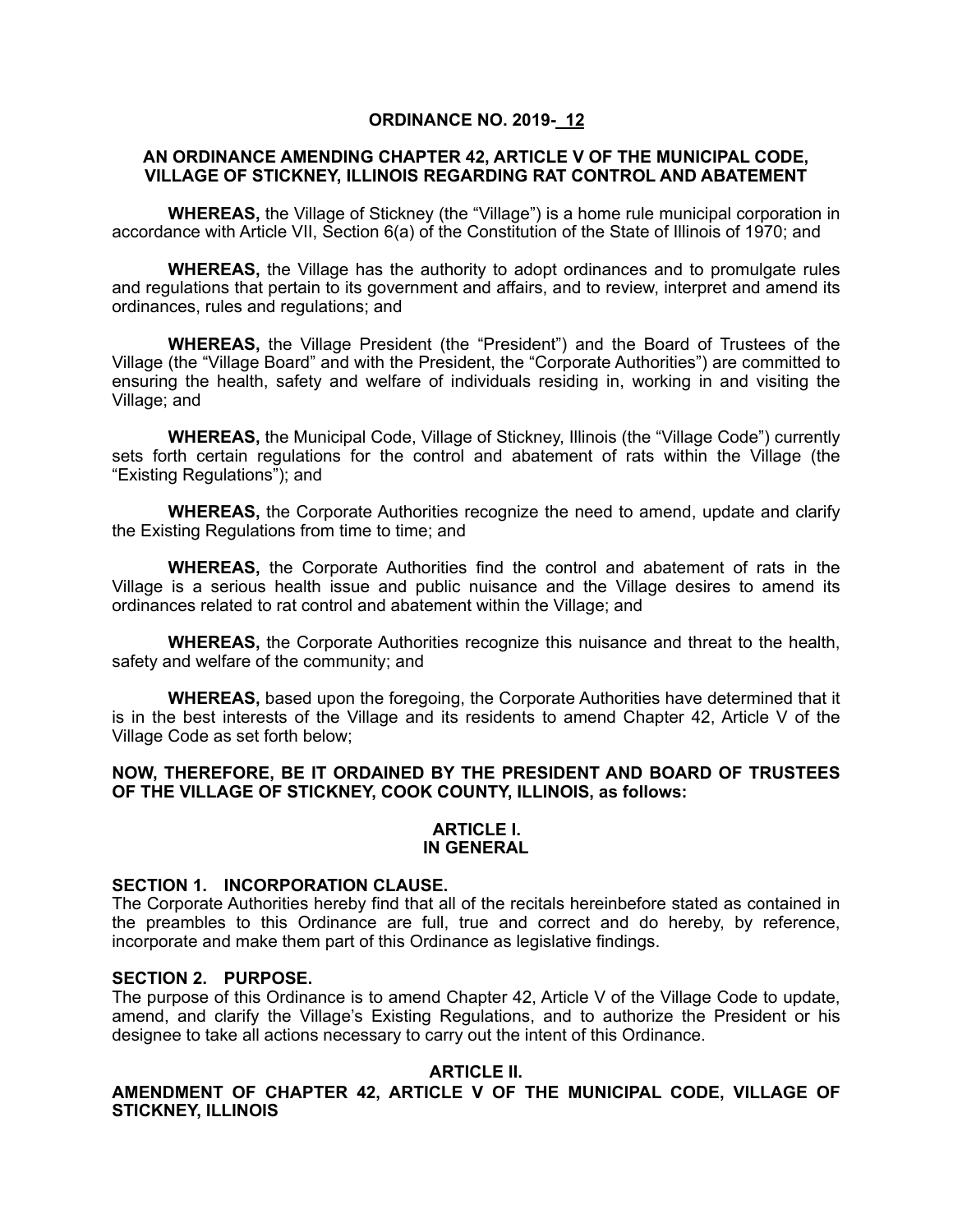**ORDINANCE NO. 2019-\_12**

**AN ORDINANCE AMENDING CHAPTER 42, ARTICLE V OF THE MUNICIPAL CODE, VILLAGE OF STICKNEY, ILLINOIS REGARDING RAT CONTROL AND ABATEMENT**

**WHEREAS,** the Village of Stickney (the "Village") is a home rule municipal corporation in accordance with Article VII, Section 6(a) of the Constitution of the State of Illinois of 1970; and

**WHEREAS,** the Village has the authority to adopt ordinances and to promulgate rules and regulations that pertain to its government and affairs, and to review, interpret and amend its ordinances, rules and regulations; and

**WHEREAS,** the Village President (the "President") and the Board of Trustees of the Village (the "Village Board" and with the President, the "Corporate Authorities") are committed to ensuring the health, safety and welfare of individuals residing in, working in and visiting the Village; and

**WHEREAS,** the Municipal Code, Village of Stickney, Illinois (the "Village Code") currently sets forth certain regulations for the control and abatement of rats within the Village (the "Existing Regulations"); and

**WHEREAS,** the Corporate Authorities recognize the need to amend, update and clarify the Existing Regulations from time to time; and

**WHEREAS,** the Corporate Authorities find the control and abatement of rats in the Village is a serious health issue and public nuisance and the Village desires to amend its ordinances related to rat control and abatement within the Village; and

**WHEREAS,** the Corporate Authorities recognize this nuisance and threat to the health, safety and welfare of the community; and

**WHEREAS,** based upon the foregoing, the Corporate Authorities have determined that it is in the best interests of the Village and its residents to amend Chapter 42, Article V of the Village Code as set forth below;

**NOW, THEREFORE, BE IT ORDAINED BY THE PRESIDENT AND BOARD OF TRUSTEES OF THE VILLAGE OF STICKNEY, COOK COUNTY, ILLINOIS, as follows:**

**ARTICLE I.**
**IN GENERAL**

**SECTION 1. INCORPORATION CLAUSE.**
The Corporate Authorities hereby find that all of the recitals hereinbefore stated as contained in the preambles to this Ordinance are full, true and correct and do hereby, by reference, incorporate and make them part of this Ordinance as legislative findings.

**SECTION 2. PURPOSE.**
The purpose of this Ordinance is to amend Chapter 42, Article V of the Village Code to update, amend, and clarify the Village's Existing Regulations, and to authorize the President or his designee to take all actions necessary to carry out the intent of this Ordinance.

**ARTICLE II.**
**AMENDMENT OF CHAPTER 42, ARTICLE V OF THE MUNICIPAL CODE, VILLAGE OF STICKNEY, ILLINOIS**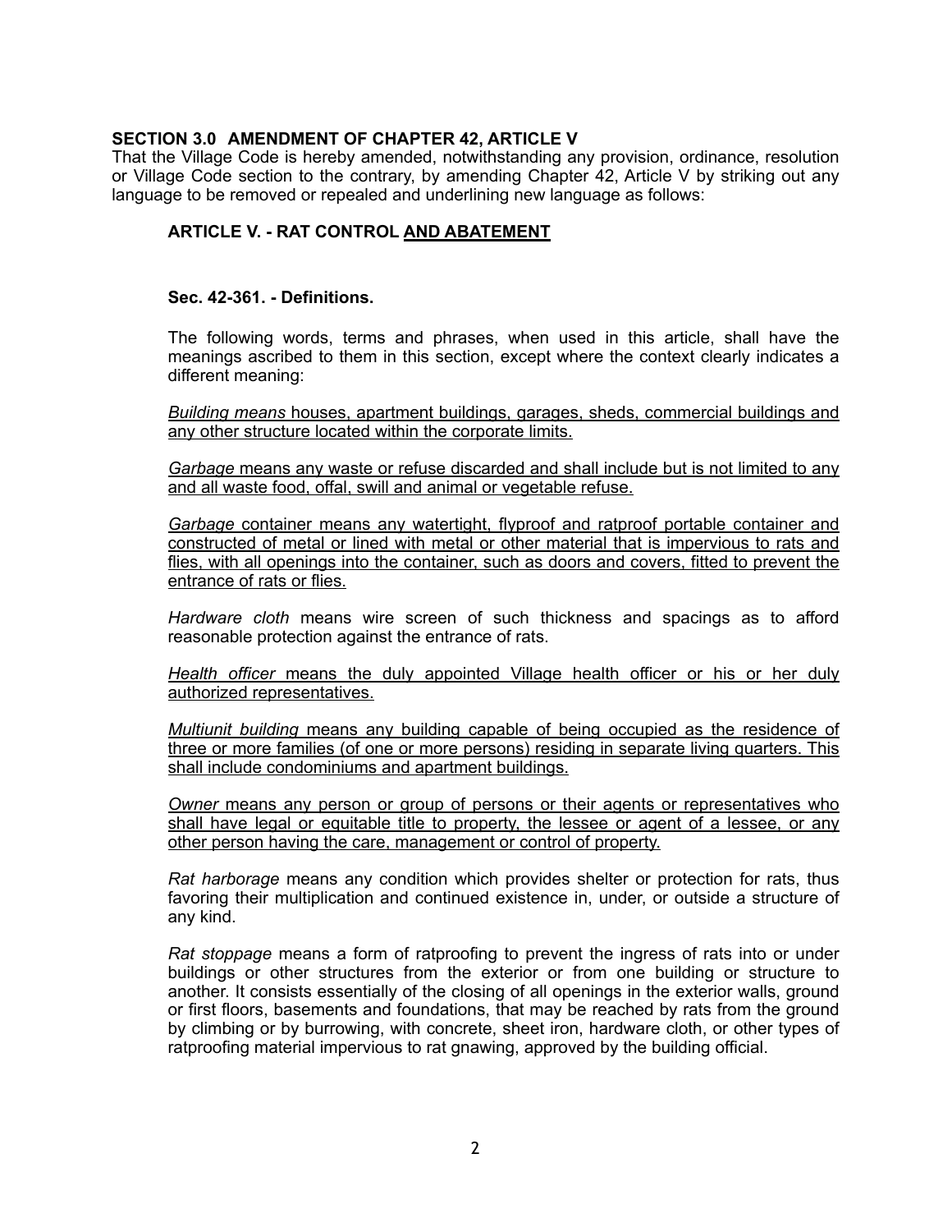**SECTION 3.0 AMENDMENT OF CHAPTER 42, ARTICLE V**

That the Village Code is hereby amended, notwithstanding any provision, ordinance, resolution or Village Code section to the contrary, by amending Chapter 42, Article V by striking out any language to be removed or repealed and underlining new language as follows:

**ARTICLE V. - RAT CONTROL <u>AND ABATEMENT</u>**

**Sec. 42-361. - Definitions.**

The following words, terms and phrases, when used in this article, shall have the meanings ascribed to them in this section, except where the context clearly indicates a different meaning:

<u>*Building means* houses, apartment buildings, garages, sheds, commercial buildings and any other structure located within the corporate limits.</u>

<u>*Garbage* means any waste or refuse discarded and shall include but is not limited to any and all waste food, offal, swill and animal or vegetable refuse.</u>

<u>*Garbage* container means any watertight, flyproof and ratproof portable container and constructed of metal or lined with metal or other material that is impervious to rats and flies, with all openings into the container, such as doors and covers, fitted to prevent the entrance of rats or flies.</u>

*Hardware cloth* means wire screen of such thickness and spacings as to afford reasonable protection against the entrance of rats.

<u>*Health officer* means the duly appointed Village health officer or his or her duly authorized representatives.</u>

<u>*Multiunit building* means any building capable of being occupied as the residence of three or more families (of one or more persons) residing in separate living quarters. This shall include condominiums and apartment buildings.</u>

<u>*Owner* means any person or group of persons or their agents or representatives who shall have legal or equitable title to property, the lessee or agent of a lessee, or any other person having the care, management or control of property.</u>

*Rat harborage* means any condition which provides shelter or protection for rats, thus favoring their multiplication and continued existence in, under, or outside a structure of any kind.

*Rat stoppage* means a form of ratproofing to prevent the ingress of rats into or under buildings or other structures from the exterior or from one building or structure to another. It consists essentially of the closing of all openings in the exterior walls, ground or first floors, basements and foundations, that may be reached by rats from the ground by climbing or by burrowing, with concrete, sheet iron, hardware cloth, or other types of ratproofing material impervious to rat gnawing, approved by the building official.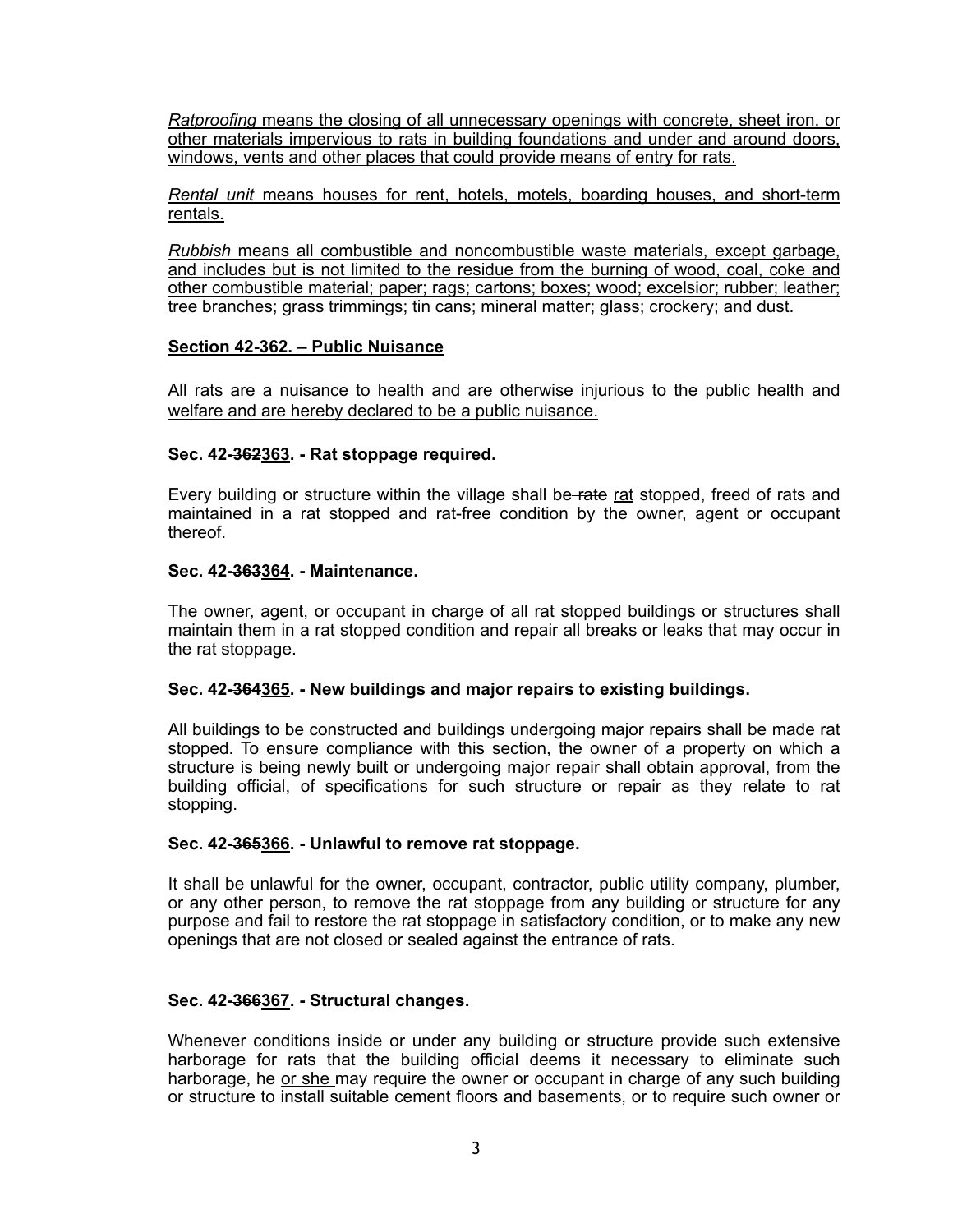*Ratproofing* means the closing of all unnecessary openings with concrete, sheet iron, or other materials impervious to rats in building foundations and under and around doors, windows, vents and other places that could provide means of entry for rats.

*Rental unit* means houses for rent, hotels, motels, boarding houses, and short-term rentals.

*Rubbish* means all combustible and noncombustible waste materials, except garbage, and includes but is not limited to the residue from the burning of wood, coal, coke and other combustible material; paper; rags; cartons; boxes; wood; excelsior; rubber; leather; tree branches; grass trimmings; tin cans; mineral matter; glass; crockery; and dust.

**Section 42-362. – Public Nuisance**

All rats are a nuisance to health and are otherwise injurious to the public health and welfare and are hereby declared to be a public nuisance.

**Sec. 42-~~362~~363. - Rat stoppage required.**

Every building or structure within the village shall be ~~rate~~ rat stopped, freed of rats and maintained in a rat stopped and rat-free condition by the owner, agent or occupant thereof.

**Sec. 42-~~363~~364. - Maintenance.**

The owner, agent, or occupant in charge of all rat stopped buildings or structures shall maintain them in a rat stopped condition and repair all breaks or leaks that may occur in the rat stoppage.

**Sec. 42-~~364~~365. - New buildings and major repairs to existing buildings.**

All buildings to be constructed and buildings undergoing major repairs shall be made rat stopped. To ensure compliance with this section, the owner of a property on which a structure is being newly built or undergoing major repair shall obtain approval, from the building official, of specifications for such structure or repair as they relate to rat stopping.

**Sec. 42-~~365~~366. - Unlawful to remove rat stoppage.**

It shall be unlawful for the owner, occupant, contractor, public utility company, plumber, or any other person, to remove the rat stoppage from any building or structure for any purpose and fail to restore the rat stoppage in satisfactory condition, or to make any new openings that are not closed or sealed against the entrance of rats.

**Sec. 42-~~366~~367. - Structural changes.**

Whenever conditions inside or under any building or structure provide such extensive harborage for rats that the building official deems it necessary to eliminate such harborage, he or she may require the owner or occupant in charge of any such building or structure to install suitable cement floors and basements, or to require such owner or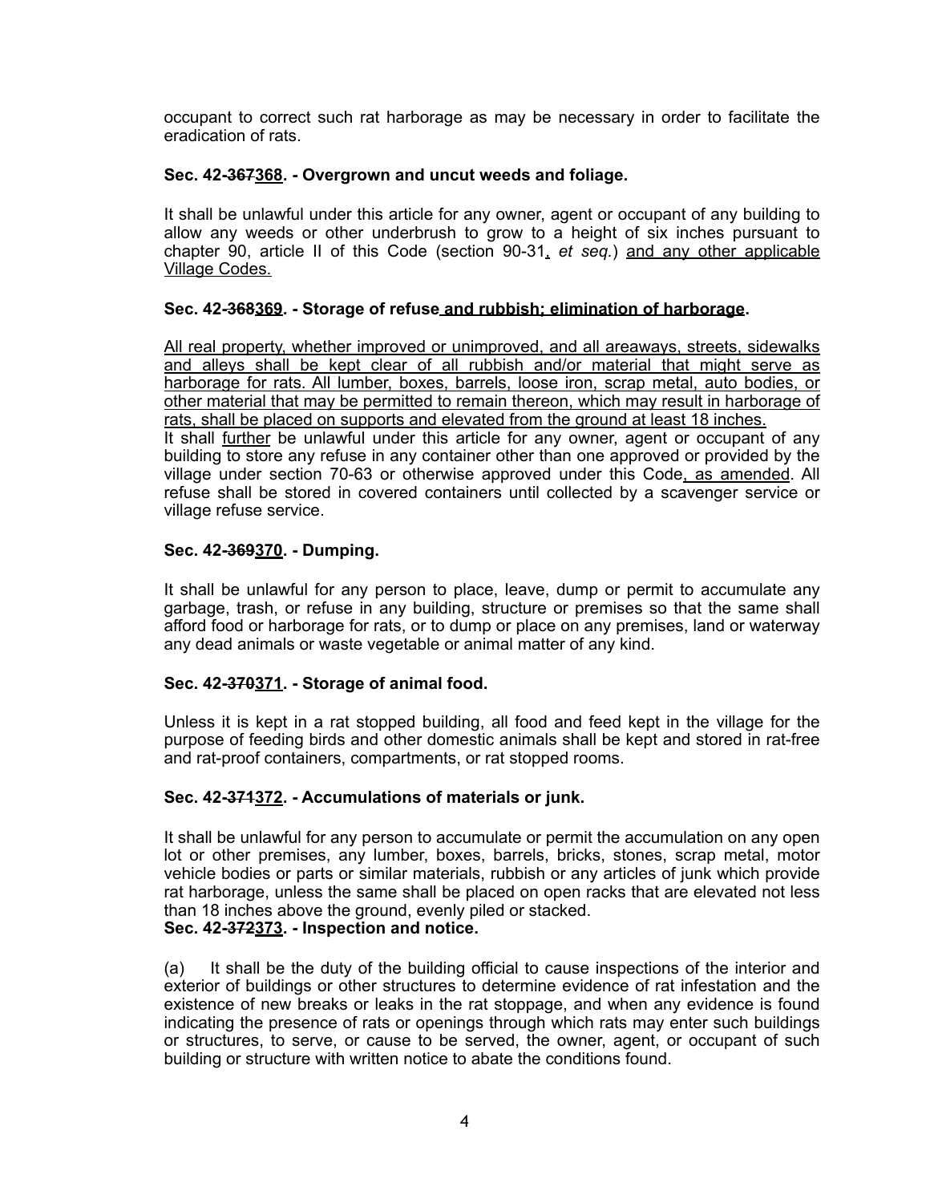occupant to correct such rat harborage as may be necessary in order to facilitate the eradication of rats.

**Sec. 42-~~367~~<u>368</u>. - Overgrown and uncut weeds and foliage.**

It shall be unlawful under this article for any owner, agent or occupant of any building to allow any weeds or other underbrush to grow to a height of six inches pursuant to chapter 90, article II of this Code (section 90-31<u>,</u> *et seq.*) <u>and any other applicable Village Codes.</u>

**Sec. 42-~~368~~<u>369</u>. - Storage of refuse<u> and rubbish; elimination of harborage</u>.**

<u>All real property, whether improved or unimproved, and all areaways, streets, sidewalks and alleys shall be kept clear of all rubbish and/or material that might serve as harborage for rats. All lumber, boxes, barrels, loose iron, scrap metal, auto bodies, or other material that may be permitted to remain thereon, which may result in harborage of rats, shall be placed on supports and elevated from the ground at least 18 inches.</u>
It shall <u>further</u> be unlawful under this article for any owner, agent or occupant of any building to store any refuse in any container other than one approved or provided by the village under section 70-63 or otherwise approved under this Code<u>, as amended</u>. All refuse shall be stored in covered containers until collected by a scavenger service or village refuse service.

**Sec. 42-~~369~~<u>370</u>. - Dumping.**

It shall be unlawful for any person to place, leave, dump or permit to accumulate any garbage, trash, or refuse in any building, structure or premises so that the same shall afford food or harborage for rats, or to dump or place on any premises, land or waterway any dead animals or waste vegetable or animal matter of any kind.

**Sec. 42-~~370~~<u>371</u>. - Storage of animal food.**

Unless it is kept in a rat stopped building, all food and feed kept in the village for the purpose of feeding birds and other domestic animals shall be kept and stored in rat-free and rat-proof containers, compartments, or rat stopped rooms.

**Sec. 42-~~371~~<u>372</u>. - Accumulations of materials or junk.**

It shall be unlawful for any person to accumulate or permit the accumulation on any open lot or other premises, any lumber, boxes, barrels, bricks, stones, scrap metal, motor vehicle bodies or parts or similar materials, rubbish or any articles of junk which provide rat harborage, unless the same shall be placed on open racks that are elevated not less than 18 inches above the ground, evenly piled or stacked.

**Sec. 42-~~372~~<u>373</u>. - Inspection and notice.**

(a) It shall be the duty of the building official to cause inspections of the interior and exterior of buildings or other structures to determine evidence of rat infestation and the existence of new breaks or leaks in the rat stoppage, and when any evidence is found indicating the presence of rats or openings through which rats may enter such buildings or structures, to serve, or cause to be served, the owner, agent, or occupant of such building or structure with written notice to abate the conditions found.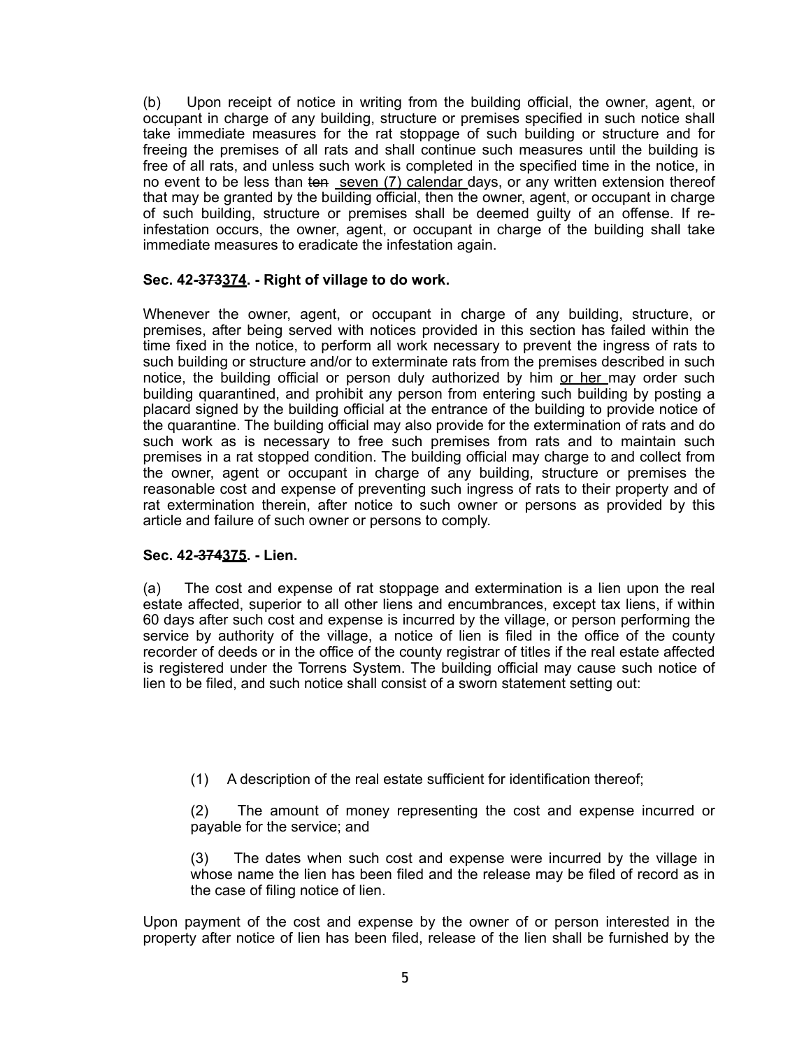(b) Upon receipt of notice in writing from the building official, the owner, agent, or occupant in charge of any building, structure or premises specified in such notice shall take immediate measures for the rat stoppage of such building or structure and for freeing the premises of all rats and shall continue such measures until the building is free of all rats, and unless such work is completed in the specified time in the notice, in no event to be less than ~~ten~~ <u>seven (7) calendar</u> days, or any written extension thereof that may be granted by the building official, then the owner, agent, or occupant in charge of such building, structure or premises shall be deemed guilty of an offense. If re-infestation occurs, the owner, agent, or occupant in charge of the building shall take immediate measures to eradicate the infestation again.

**Sec. 42-~~373~~<u>374</u>. - Right of village to do work.**

Whenever the owner, agent, or occupant in charge of any building, structure, or premises, after being served with notices provided in this section has failed within the time fixed in the notice, to perform all work necessary to prevent the ingress of rats to such building or structure and/or to exterminate rats from the premises described in such notice, the building official or person duly authorized by him <u>or her</u> may order such building quarantined, and prohibit any person from entering such building by posting a placard signed by the building official at the entrance of the building to provide notice of the quarantine. The building official may also provide for the extermination of rats and do such work as is necessary to free such premises from rats and to maintain such premises in a rat stopped condition. The building official may charge to and collect from the owner, agent or occupant in charge of any building, structure or premises the reasonable cost and expense of preventing such ingress of rats to their property and of rat extermination therein, after notice to such owner or persons as provided by this article and failure of such owner or persons to comply.

**Sec. 42-~~374~~<u>375</u>. - Lien.**

(a) The cost and expense of rat stoppage and extermination is a lien upon the real estate affected, superior to all other liens and encumbrances, except tax liens, if within 60 days after such cost and expense is incurred by the village, or person performing the service by authority of the village, a notice of lien is filed in the office of the county recorder of deeds or in the office of the county registrar of titles if the real estate affected is registered under the Torrens System. The building official may cause such notice of lien to be filed, and such notice shall consist of a sworn statement setting out:

(1) A description of the real estate sufficient for identification thereof;

(2) The amount of money representing the cost and expense incurred or payable for the service; and

(3) The dates when such cost and expense were incurred by the village in whose name the lien has been filed and the release may be filed of record as in the case of filing notice of lien.

Upon payment of the cost and expense by the owner of or person interested in the property after notice of lien has been filed, release of the lien shall be furnished by the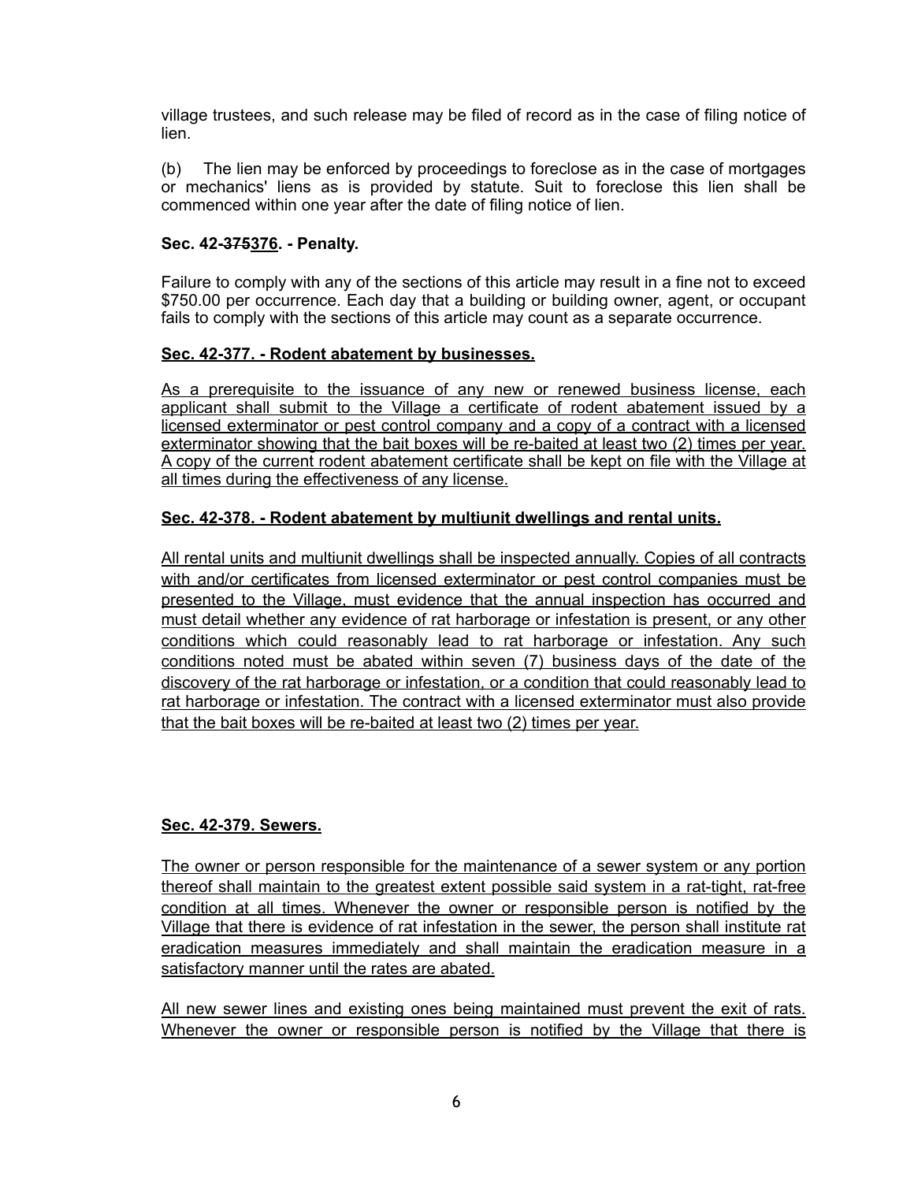village trustees, and such release may be filed of record as in the case of filing notice of lien.

(b) The lien may be enforced by proceedings to foreclose as in the case of mortgages or mechanics' liens as is provided by statute. Suit to foreclose this lien shall be commenced within one year after the date of filing notice of lien.

**Sec. 42-~~375~~<u>376</u>. - Penalty.**

Failure to comply with any of the sections of this article may result in a fine not to exceed $750.00 per occurrence. Each day that a building or building owner, agent, or occupant fails to comply with the sections of this article may count as a separate occurrence.

**<u>Sec. 42-377. - Rodent abatement by businesses.</u>**

<u>As a prerequisite to the issuance of any new or renewed business license, each applicant shall submit to the Village a certificate of rodent abatement issued by a licensed exterminator or pest control company and a copy of a contract with a licensed exterminator showing that the bait boxes will be re-baited at least two (2) times per year. A copy of the current rodent abatement certificate shall be kept on file with the Village at all times during the effectiveness of any license.</u>

**<u>Sec. 42-378. - Rodent abatement by multiunit dwellings and rental units.</u>**

<u>All rental units and multiunit dwellings shall be inspected annually. Copies of all contracts with and/or certificates from licensed exterminator or pest control companies must be presented to the Village, must evidence that the annual inspection has occurred and must detail whether any evidence of rat harborage or infestation is present, or any other conditions which could reasonably lead to rat harborage or infestation. Any such conditions noted must be abated within seven (7) business days of the date of the discovery of the rat harborage or infestation, or a condition that could reasonably lead to rat harborage or infestation. The contract with a licensed exterminator must also provide that the bait boxes will be re-baited at least two (2) times per year.</u>

**<u>Sec. 42-379. Sewers.</u>**

<u>The owner or person responsible for the maintenance of a sewer system or any portion thereof shall maintain to the greatest extent possible said system in a rat-tight, rat-free condition at all times. Whenever the owner or responsible person is notified by the Village that there is evidence of rat infestation in the sewer, the person shall institute rat eradication measures immediately and shall maintain the eradication measure in a satisfactory manner until the rates are abated.</u>

<u>All new sewer lines and existing ones being maintained must prevent the exit of rats. Whenever the owner or responsible person is notified by the Village that there is</u>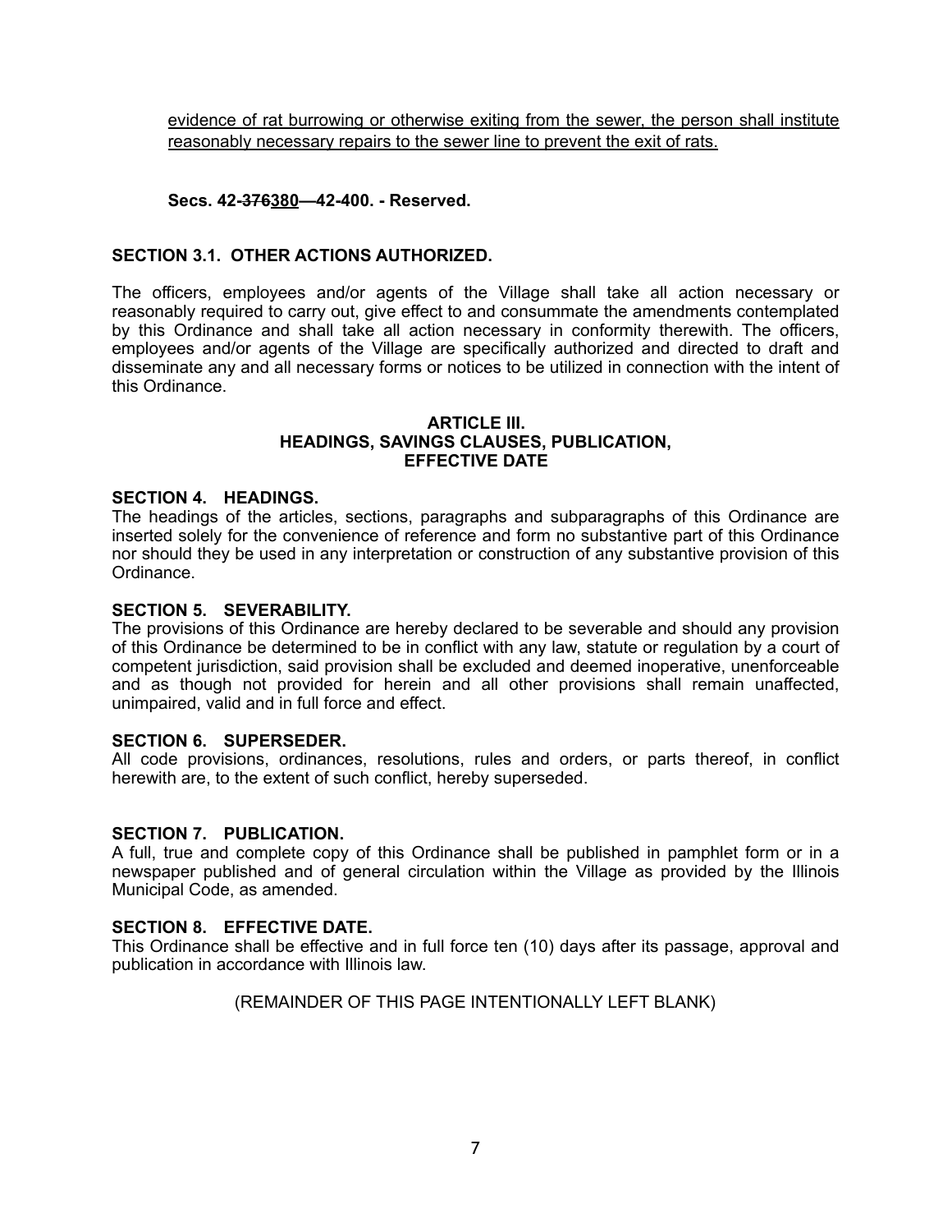<u>evidence of rat burrowing or otherwise exiting from the sewer, the person shall institute reasonably necessary repairs to the sewer line to prevent the exit of rats.</u>

**Secs. 42-~~376~~<u>380</u>—42-400. - Reserved.**

**SECTION 3.1. OTHER ACTIONS AUTHORIZED.**

The officers, employees and/or agents of the Village shall take all action necessary or reasonably required to carry out, give effect to and consummate the amendments contemplated by this Ordinance and shall take all action necessary in conformity therewith. The officers, employees and/or agents of the Village are specifically authorized and directed to draft and disseminate any and all necessary forms or notices to be utilized in connection with the intent of this Ordinance.

**ARTICLE III.**
**HEADINGS, SAVINGS CLAUSES, PUBLICATION, EFFECTIVE DATE**

**SECTION 4. HEADINGS.**
The headings of the articles, sections, paragraphs and subparagraphs of this Ordinance are inserted solely for the convenience of reference and form no substantive part of this Ordinance nor should they be used in any interpretation or construction of any substantive provision of this Ordinance.

**SECTION 5. SEVERABILITY.**
The provisions of this Ordinance are hereby declared to be severable and should any provision of this Ordinance be determined to be in conflict with any law, statute or regulation by a court of competent jurisdiction, said provision shall be excluded and deemed inoperative, unenforceable and as though not provided for herein and all other provisions shall remain unaffected, unimpaired, valid and in full force and effect.

**SECTION 6. SUPERSEDER.**
All code provisions, ordinances, resolutions, rules and orders, or parts thereof, in conflict herewith are, to the extent of such conflict, hereby superseded.

**SECTION 7. PUBLICATION.**
A full, true and complete copy of this Ordinance shall be published in pamphlet form or in a newspaper published and of general circulation within the Village as provided by the Illinois Municipal Code, as amended.

**SECTION 8. EFFECTIVE DATE.**
This Ordinance shall be effective and in full force ten (10) days after its passage, approval and publication in accordance with Illinois law.

(REMAINDER OF THIS PAGE INTENTIONALLY LEFT BLANK)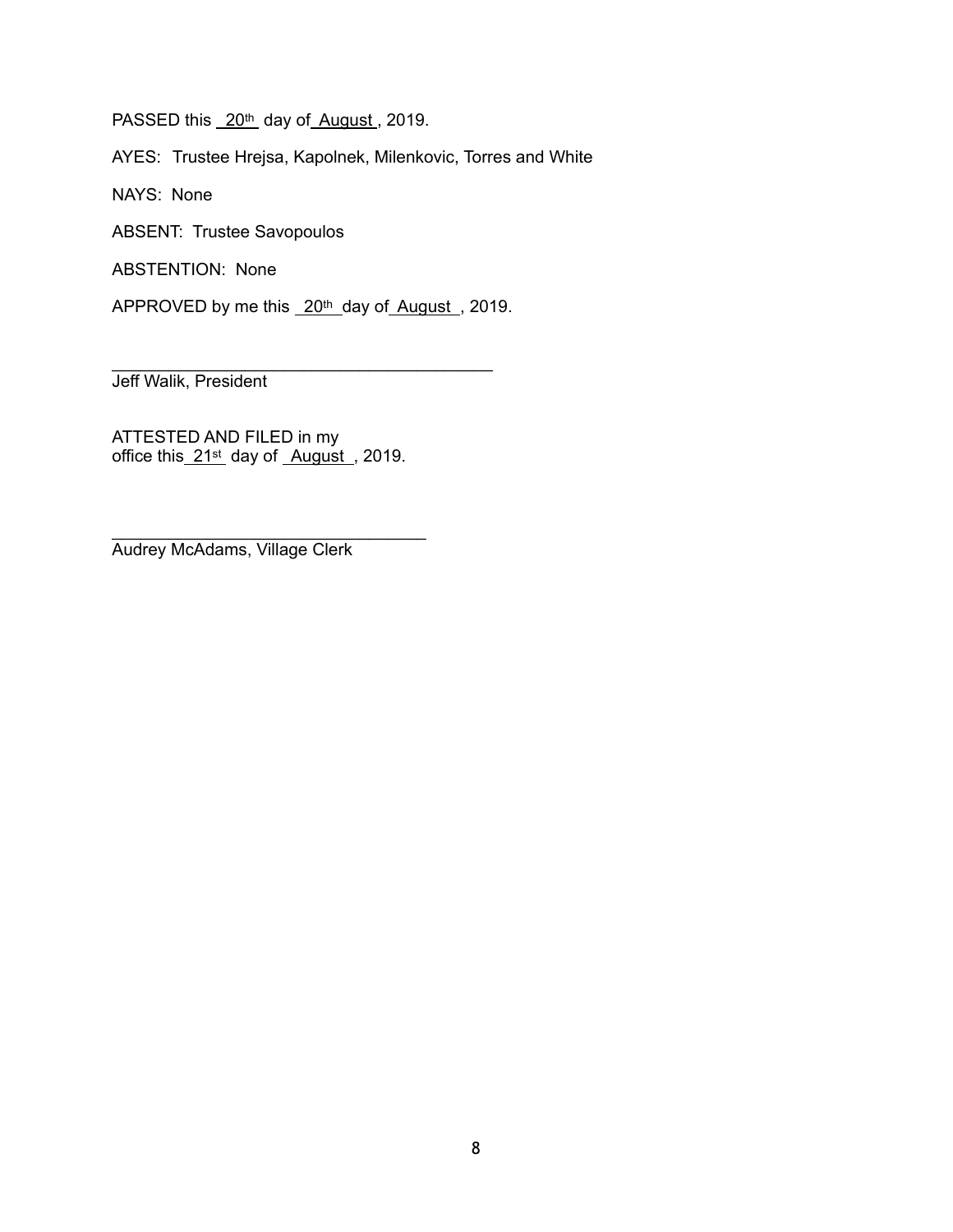PASSED this 20th day of August, 2019.

AYES: Trustee Hrejsa, Kapolnek, Milenkovic, Torres and White

NAYS: None

ABSENT: Trustee Savopoulos

ABSTENTION: None

APPROVED by me this 20th day of August, 2019.

\_\_\_\_\_\_\_\_\_\_\_\_\_\_\_\_\_\_\_\_\_\_\_\_\_\_\_\_\_\_\_\_\_\_\_\_\_\_\_\_

Jeff Walik, President

ATTESTED AND FILED in my
office this 21st day of August, 2019.

\_\_\_\_\_\_\_\_\_\_\_\_\_\_\_\_\_\_\_\_\_\_\_\_\_\_\_\_\_\_\_\_\_\_

Audrey McAdams, Village Clerk